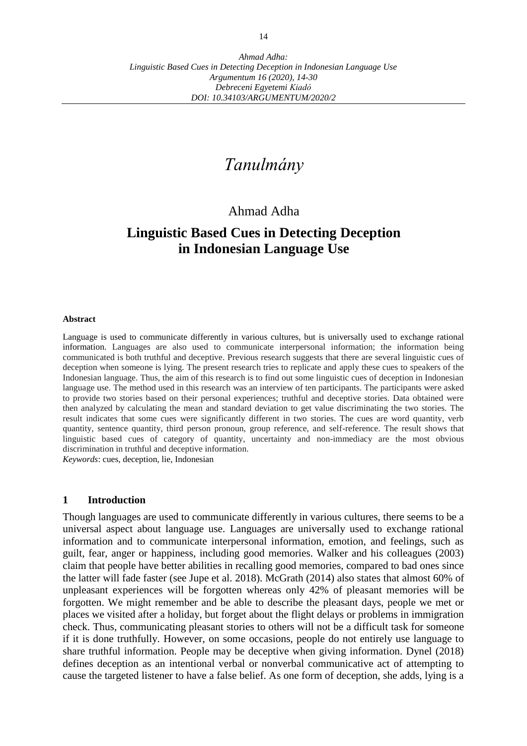*Ahmad Adha:*
*Linguistic Based Cues in Detecting Deception in Indonesian Language Use*
*Argumentum 16 (2020), 14-30*
*Debreceni Egyetemi Kiadó*
*DOI: 10.34103/ARGUMENTUM/2020/2*

# *Tanulmány*

Ahmad Adha

## Linguistic Based Cues in Detecting Deception in Indonesian Language Use

**Abstract**

Language is used to communicate differently in various cultures, but is universally used to exchange rational information. Languages are also used to communicate interpersonal information; the information being communicated is both truthful and deceptive. Previous research suggests that there are several linguistic cues of deception when someone is lying. The present research tries to replicate and apply these cues to speakers of the Indonesian language. Thus, the aim of this research is to find out some linguistic cues of deception in Indonesian language use. The method used in this research was an interview of ten participants. The participants were asked to provide two stories based on their personal experiences; truthful and deceptive stories. Data obtained were then analyzed by calculating the mean and standard deviation to get value discriminating the two stories. The result indicates that some cues were significantly different in two stories. The cues are word quantity, verb quantity, sentence quantity, third person pronoun, group reference, and self-reference. The result shows that linguistic based cues of category of quantity, uncertainty and non-immediacy are the most obvious discrimination in truthful and deceptive information.

*Keywords*: cues, deception, lie, Indonesian

### 1 Introduction

Though languages are used to communicate differently in various cultures, there seems to be a universal aspect about language use. Languages are universally used to exchange rational information and to communicate interpersonal information, emotion, and feelings, such as guilt, fear, anger or happiness, including good memories. Walker and his colleagues (2003) claim that people have better abilities in recalling good memories, compared to bad ones since the latter will fade faster (see Jupe et al. 2018). McGrath (2014) also states that almost 60% of unpleasant experiences will be forgotten whereas only 42% of pleasant memories will be forgotten. We might remember and be able to describe the pleasant days, people we met or places we visited after a holiday, but forget about the flight delays or problems in immigration check. Thus, communicating pleasant stories to others will not be a difficult task for someone if it is done truthfully. However, on some occasions, people do not entirely use language to share truthful information. People may be deceptive when giving information. Dynel (2018) defines deception as an intentional verbal or nonverbal communicative act of attempting to cause the targeted listener to have a false belief. As one form of deception, she adds, lying is a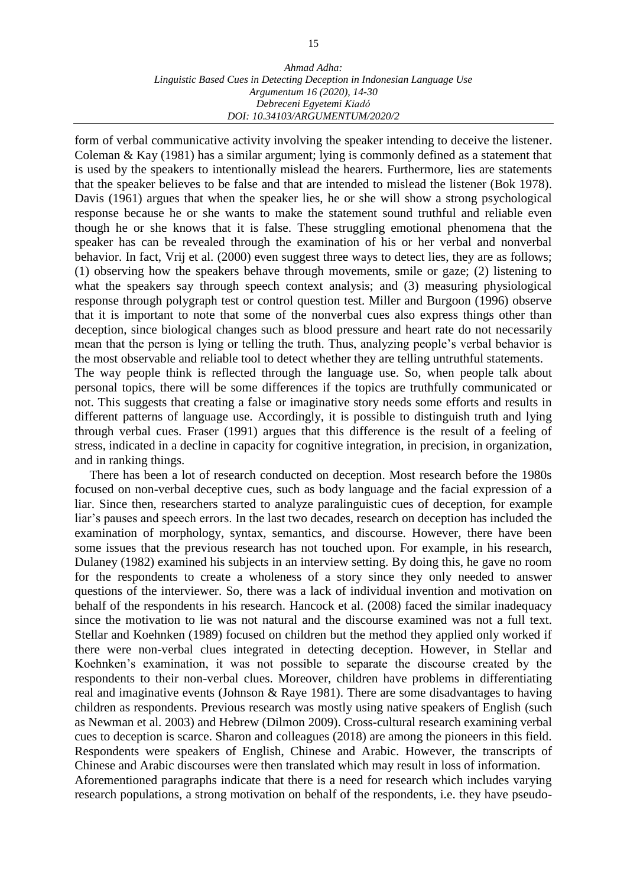form of verbal communicative activity involving the speaker intending to deceive the listener. Coleman & Kay (1981) has a similar argument; lying is commonly defined as a statement that is used by the speakers to intentionally mislead the hearers. Furthermore, lies are statements that the speaker believes to be false and that are intended to mislead the listener (Bok 1978). Davis (1961) argues that when the speaker lies, he or she will show a strong psychological response because he or she wants to make the statement sound truthful and reliable even though he or she knows that it is false. These struggling emotional phenomena that the speaker has can be revealed through the examination of his or her verbal and nonverbal behavior. In fact, Vrij et al. (2000) even suggest three ways to detect lies, they are as follows; (1) observing how the speakers behave through movements, smile or gaze; (2) listening to what the speakers say through speech context analysis; and (3) measuring physiological response through polygraph test or control question test. Miller and Burgoon (1996) observe that it is important to note that some of the nonverbal cues also express things other than deception, since biological changes such as blood pressure and heart rate do not necessarily mean that the person is lying or telling the truth. Thus, analyzing people's verbal behavior is the most observable and reliable tool to detect whether they are telling untruthful statements.

The way people think is reflected through the language use. So, when people talk about personal topics, there will be some differences if the topics are truthfully communicated or not. This suggests that creating a false or imaginative story needs some efforts and results in different patterns of language use. Accordingly, it is possible to distinguish truth and lying through verbal cues. Fraser (1991) argues that this difference is the result of a feeling of stress, indicated in a decline in capacity for cognitive integration, in precision, in organization, and in ranking things.

There has been a lot of research conducted on deception. Most research before the 1980s focused on non-verbal deceptive cues, such as body language and the facial expression of a liar. Since then, researchers started to analyze paralinguistic cues of deception, for example liar's pauses and speech errors. In the last two decades, research on deception has included the examination of morphology, syntax, semantics, and discourse. However, there have been some issues that the previous research has not touched upon. For example, in his research, Dulaney (1982) examined his subjects in an interview setting. By doing this, he gave no room for the respondents to create a wholeness of a story since they only needed to answer questions of the interviewer. So, there was a lack of individual invention and motivation on behalf of the respondents in his research. Hancock et al. (2008) faced the similar inadequacy since the motivation to lie was not natural and the discourse examined was not a full text. Stellar and Koehnken (1989) focused on children but the method they applied only worked if there were non-verbal clues integrated in detecting deception. However, in Stellar and Koehnken's examination, it was not possible to separate the discourse created by the respondents to their non-verbal clues. Moreover, children have problems in differentiating real and imaginative events (Johnson & Raye 1981). There are some disadvantages to having children as respondents. Previous research was mostly using native speakers of English (such as Newman et al. 2003) and Hebrew (Dilmon 2009). Cross-cultural research examining verbal cues to deception is scarce. Sharon and colleagues (2018) are among the pioneers in this field. Respondents were speakers of English, Chinese and Arabic. However, the transcripts of Chinese and Arabic discourses were then translated which may result in loss of information.

Aforementioned paragraphs indicate that there is a need for research which includes varying research populations, a strong motivation on behalf of the respondents, i.e. they have pseudo-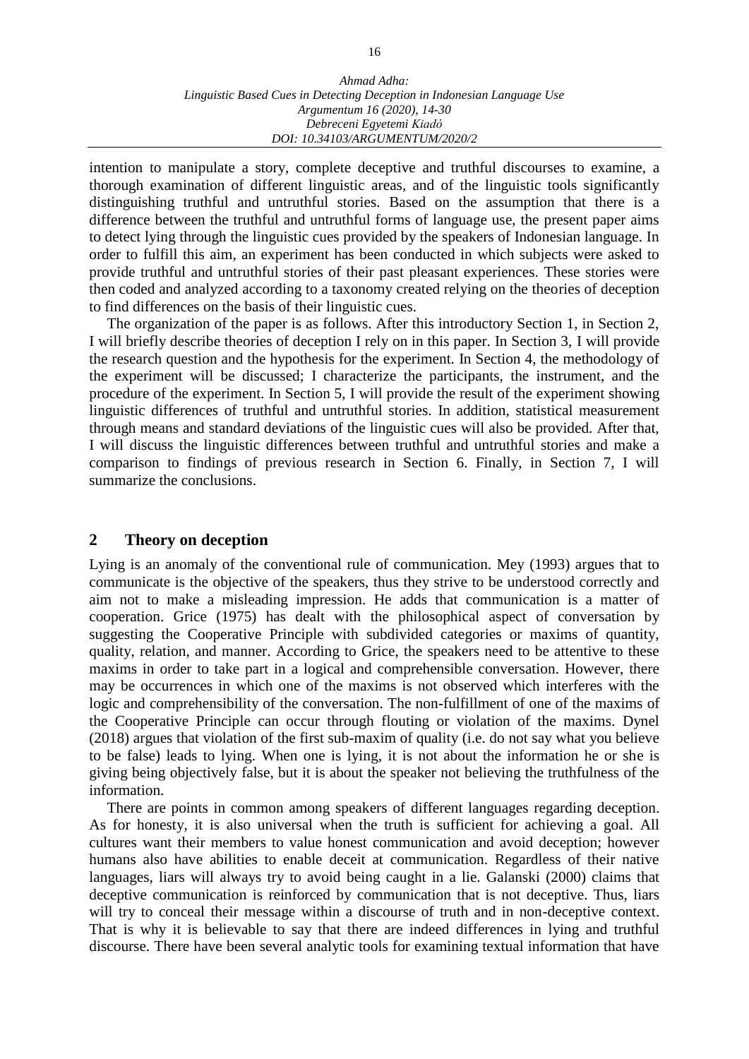intention to manipulate a story, complete deceptive and truthful discourses to examine, a thorough examination of different linguistic areas, and of the linguistic tools significantly distinguishing truthful and untruthful stories. Based on the assumption that there is a difference between the truthful and untruthful forms of language use, the present paper aims to detect lying through the linguistic cues provided by the speakers of Indonesian language. In order to fulfill this aim, an experiment has been conducted in which subjects were asked to provide truthful and untruthful stories of their past pleasant experiences. These stories were then coded and analyzed according to a taxonomy created relying on the theories of deception to find differences on the basis of their linguistic cues.

The organization of the paper is as follows. After this introductory Section 1, in Section 2, I will briefly describe theories of deception I rely on in this paper. In Section 3, I will provide the research question and the hypothesis for the experiment. In Section 4, the methodology of the experiment will be discussed; I characterize the participants, the instrument, and the procedure of the experiment. In Section 5, I will provide the result of the experiment showing linguistic differences of truthful and untruthful stories. In addition, statistical measurement through means and standard deviations of the linguistic cues will also be provided. After that, I will discuss the linguistic differences between truthful and untruthful stories and make a comparison to findings of previous research in Section 6. Finally, in Section 7, I will summarize the conclusions.

## 2 Theory on deception

Lying is an anomaly of the conventional rule of communication. Mey (1993) argues that to communicate is the objective of the speakers, thus they strive to be understood correctly and aim not to make a misleading impression. He adds that communication is a matter of cooperation. Grice (1975) has dealt with the philosophical aspect of conversation by suggesting the Cooperative Principle with subdivided categories or maxims of quantity, quality, relation, and manner. According to Grice, the speakers need to be attentive to these maxims in order to take part in a logical and comprehensible conversation. However, there may be occurrences in which one of the maxims is not observed which interferes with the logic and comprehensibility of the conversation. The non-fulfillment of one of the maxims of the Cooperative Principle can occur through flouting or violation of the maxims. Dynel (2018) argues that violation of the first sub-maxim of quality (i.e. do not say what you believe to be false) leads to lying. When one is lying, it is not about the information he or she is giving being objectively false, but it is about the speaker not believing the truthfulness of the information.

There are points in common among speakers of different languages regarding deception. As for honesty, it is also universal when the truth is sufficient for achieving a goal. All cultures want their members to value honest communication and avoid deception; however humans also have abilities to enable deceit at communication. Regardless of their native languages, liars will always try to avoid being caught in a lie. Galanski (2000) claims that deceptive communication is reinforced by communication that is not deceptive. Thus, liars will try to conceal their message within a discourse of truth and in non-deceptive context. That is why it is believable to say that there are indeed differences in lying and truthful discourse. There have been several analytic tools for examining textual information that have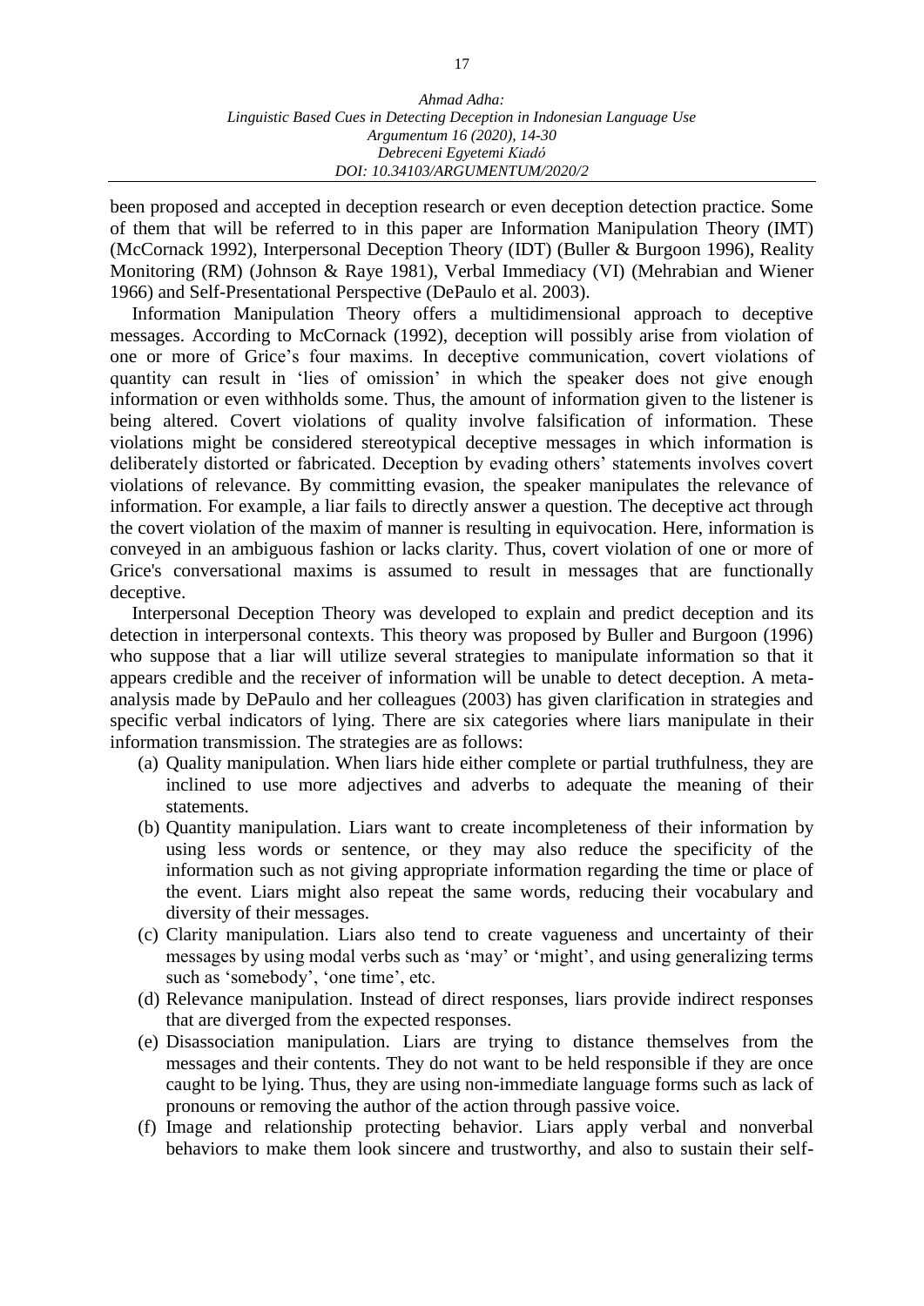been proposed and accepted in deception research or even deception detection practice. Some of them that will be referred to in this paper are Information Manipulation Theory (IMT) (McCornack 1992), Interpersonal Deception Theory (IDT) (Buller & Burgoon 1996), Reality Monitoring (RM) (Johnson & Raye 1981), Verbal Immediacy (VI) (Mehrabian and Wiener 1966) and Self-Presentational Perspective (DePaulo et al. 2003).

Information Manipulation Theory offers a multidimensional approach to deceptive messages. According to McCornack (1992), deception will possibly arise from violation of one or more of Grice's four maxims. In deceptive communication, covert violations of quantity can result in 'lies of omission' in which the speaker does not give enough information or even withholds some. Thus, the amount of information given to the listener is being altered. Covert violations of quality involve falsification of information. These violations might be considered stereotypical deceptive messages in which information is deliberately distorted or fabricated. Deception by evading others' statements involves covert violations of relevance. By committing evasion, the speaker manipulates the relevance of information. For example, a liar fails to directly answer a question. The deceptive act through the covert violation of the maxim of manner is resulting in equivocation. Here, information is conveyed in an ambiguous fashion or lacks clarity. Thus, covert violation of one or more of Grice's conversational maxims is assumed to result in messages that are functionally deceptive.

Interpersonal Deception Theory was developed to explain and predict deception and its detection in interpersonal contexts. This theory was proposed by Buller and Burgoon (1996) who suppose that a liar will utilize several strategies to manipulate information so that it appears credible and the receiver of information will be unable to detect deception. A meta-analysis made by DePaulo and her colleagues (2003) has given clarification in strategies and specific verbal indicators of lying. There are six categories where liars manipulate in their information transmission. The strategies are as follows:

(a) Quality manipulation. When liars hide either complete or partial truthfulness, they are inclined to use more adjectives and adverbs to adequate the meaning of their statements.
(b) Quantity manipulation. Liars want to create incompleteness of their information by using less words or sentence, or they may also reduce the specificity of the information such as not giving appropriate information regarding the time or place of the event. Liars might also repeat the same words, reducing their vocabulary and diversity of their messages.
(c) Clarity manipulation. Liars also tend to create vagueness and uncertainty of their messages by using modal verbs such as 'may' or 'might', and using generalizing terms such as 'somebody', 'one time', etc.
(d) Relevance manipulation. Instead of direct responses, liars provide indirect responses that are diverged from the expected responses.
(e) Disassociation manipulation. Liars are trying to distance themselves from the messages and their contents. They do not want to be held responsible if they are once caught to be lying. Thus, they are using non-immediate language forms such as lack of pronouns or removing the author of the action through passive voice.
(f) Image and relationship protecting behavior. Liars apply verbal and nonverbal behaviors to make them look sincere and trustworthy, and also to sustain their self-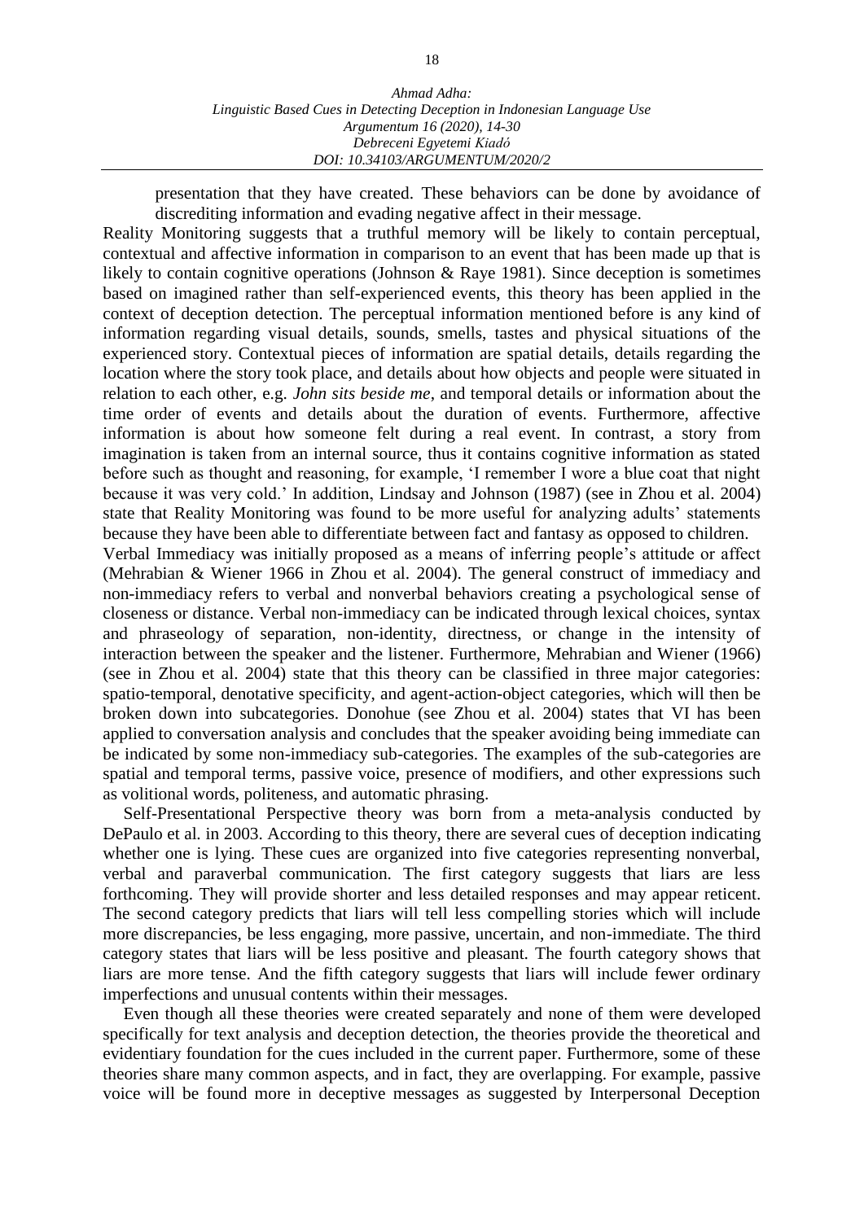presentation that they have created. These behaviors can be done by avoidance of discrediting information and evading negative affect in their message.

Reality Monitoring suggests that a truthful memory will be likely to contain perceptual, contextual and affective information in comparison to an event that has been made up that is likely to contain cognitive operations (Johnson & Raye 1981). Since deception is sometimes based on imagined rather than self-experienced events, this theory has been applied in the context of deception detection. The perceptual information mentioned before is any kind of information regarding visual details, sounds, smells, tastes and physical situations of the experienced story. Contextual pieces of information are spatial details, details regarding the location where the story took place, and details about how objects and people were situated in relation to each other, e.g. *John sits beside me*, and temporal details or information about the time order of events and details about the duration of events. Furthermore, affective information is about how someone felt during a real event. In contrast, a story from imagination is taken from an internal source, thus it contains cognitive information as stated before such as thought and reasoning, for example, 'I remember I wore a blue coat that night because it was very cold.' In addition, Lindsay and Johnson (1987) (see in Zhou et al. 2004) state that Reality Monitoring was found to be more useful for analyzing adults' statements because they have been able to differentiate between fact and fantasy as opposed to children.

Verbal Immediacy was initially proposed as a means of inferring people's attitude or affect (Mehrabian & Wiener 1966 in Zhou et al. 2004). The general construct of immediacy and non-immediacy refers to verbal and nonverbal behaviors creating a psychological sense of closeness or distance. Verbal non-immediacy can be indicated through lexical choices, syntax and phraseology of separation, non-identity, directness, or change in the intensity of interaction between the speaker and the listener. Furthermore, Mehrabian and Wiener (1966) (see in Zhou et al. 2004) state that this theory can be classified in three major categories: spatio-temporal, denotative specificity, and agent-action-object categories, which will then be broken down into subcategories. Donohue (see Zhou et al. 2004) states that VI has been applied to conversation analysis and concludes that the speaker avoiding being immediate can be indicated by some non-immediacy sub-categories. The examples of the sub-categories are spatial and temporal terms, passive voice, presence of modifiers, and other expressions such as volitional words, politeness, and automatic phrasing.

Self-Presentational Perspective theory was born from a meta-analysis conducted by DePaulo et al. in 2003. According to this theory, there are several cues of deception indicating whether one is lying. These cues are organized into five categories representing nonverbal, verbal and paraverbal communication. The first category suggests that liars are less forthcoming. They will provide shorter and less detailed responses and may appear reticent. The second category predicts that liars will tell less compelling stories which will include more discrepancies, be less engaging, more passive, uncertain, and non-immediate. The third category states that liars will be less positive and pleasant. The fourth category shows that liars are more tense. And the fifth category suggests that liars will include fewer ordinary imperfections and unusual contents within their messages.

Even though all these theories were created separately and none of them were developed specifically for text analysis and deception detection, the theories provide the theoretical and evidentiary foundation for the cues included in the current paper. Furthermore, some of these theories share many common aspects, and in fact, they are overlapping. For example, passive voice will be found more in deceptive messages as suggested by Interpersonal Deception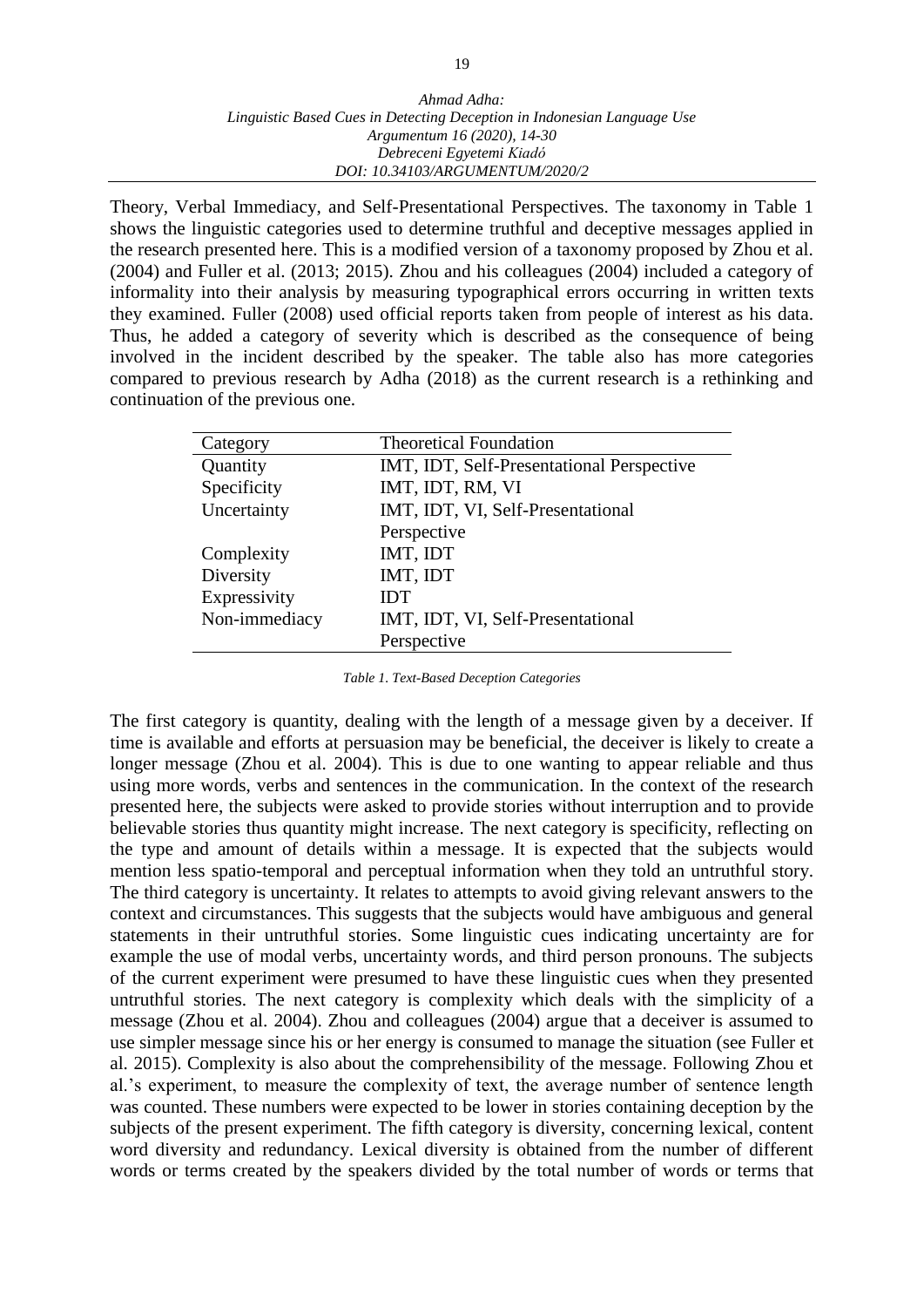Theory, Verbal Immediacy, and Self-Presentational Perspectives. The taxonomy in Table 1 shows the linguistic categories used to determine truthful and deceptive messages applied in the research presented here. This is a modified version of a taxonomy proposed by Zhou et al. (2004) and Fuller et al. (2013; 2015). Zhou and his colleagues (2004) included a category of informality into their analysis by measuring typographical errors occurring in written texts they examined. Fuller (2008) used official reports taken from people of interest as his data. Thus, he added a category of severity which is described as the consequence of being involved in the incident described by the speaker. The table also has more categories compared to previous research by Adha (2018) as the current research is a rethinking and continuation of the previous one.

| Category | Theoretical Foundation |
|---|---|
| Quantity | IMT, IDT, Self-Presentational Perspective |
| Specificity | IMT, IDT, RM, VI |
| Uncertainty | IMT, IDT, VI, Self-Presentational Perspective |
| Complexity | IMT, IDT |
| Diversity | IMT, IDT |
| Expressivity | IDT |
| Non-immediacy | IMT, IDT, VI, Self-Presentational Perspective |

*Table 1. Text-Based Deception Categories*

The first category is quantity, dealing with the length of a message given by a deceiver. If time is available and efforts at persuasion may be beneficial, the deceiver is likely to create a longer message (Zhou et al. 2004). This is due to one wanting to appear reliable and thus using more words, verbs and sentences in the communication. In the context of the research presented here, the subjects were asked to provide stories without interruption and to provide believable stories thus quantity might increase. The next category is specificity, reflecting on the type and amount of details within a message. It is expected that the subjects would mention less spatio-temporal and perceptual information when they told an untruthful story. The third category is uncertainty. It relates to attempts to avoid giving relevant answers to the context and circumstances. This suggests that the subjects would have ambiguous and general statements in their untruthful stories. Some linguistic cues indicating uncertainty are for example the use of modal verbs, uncertainty words, and third person pronouns. The subjects of the current experiment were presumed to have these linguistic cues when they presented untruthful stories. The next category is complexity which deals with the simplicity of a message (Zhou et al. 2004). Zhou and colleagues (2004) argue that a deceiver is assumed to use simpler message since his or her energy is consumed to manage the situation (see Fuller et al. 2015). Complexity is also about the comprehensibility of the message. Following Zhou et al.'s experiment, to measure the complexity of text, the average number of sentence length was counted. These numbers were expected to be lower in stories containing deception by the subjects of the present experiment. The fifth category is diversity, concerning lexical, content word diversity and redundancy. Lexical diversity is obtained from the number of different words or terms created by the speakers divided by the total number of words or terms that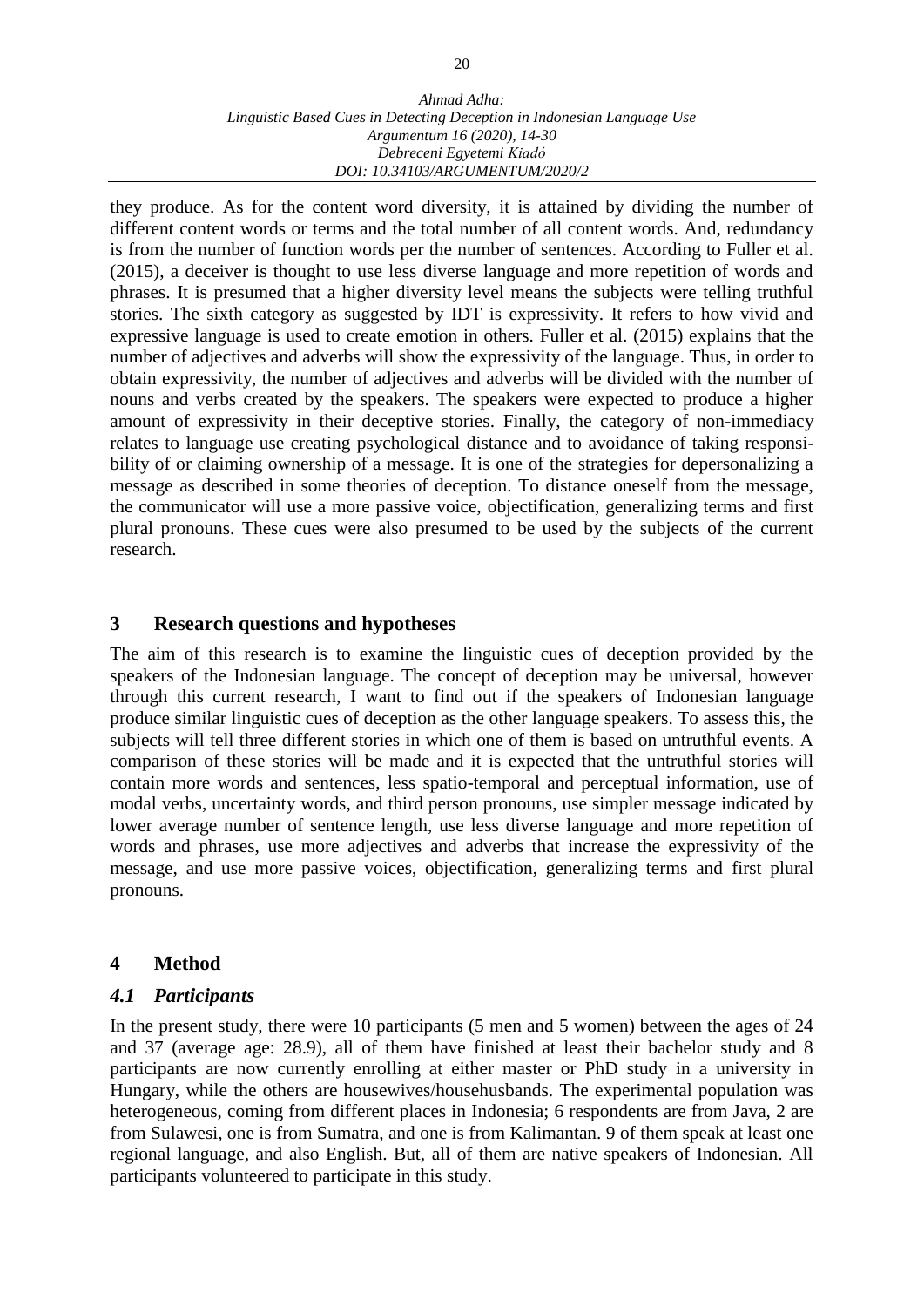they produce. As for the content word diversity, it is attained by dividing the number of different content words or terms and the total number of all content words. And, redundancy is from the number of function words per the number of sentences. According to Fuller et al. (2015), a deceiver is thought to use less diverse language and more repetition of words and phrases. It is presumed that a higher diversity level means the subjects were telling truthful stories. The sixth category as suggested by IDT is expressivity. It refers to how vivid and expressive language is used to create emotion in others. Fuller et al. (2015) explains that the number of adjectives and adverbs will show the expressivity of the language. Thus, in order to obtain expressivity, the number of adjectives and adverbs will be divided with the number of nouns and verbs created by the speakers. The speakers were expected to produce a higher amount of expressivity in their deceptive stories. Finally, the category of non-immediacy relates to language use creating psychological distance and to avoidance of taking responsibility of or claiming ownership of a message. It is one of the strategies for depersonalizing a message as described in some theories of deception. To distance oneself from the message, the communicator will use a more passive voice, objectification, generalizing terms and first plural pronouns. These cues were also presumed to be used by the subjects of the current research.

## 3 Research questions and hypotheses

The aim of this research is to examine the linguistic cues of deception provided by the speakers of the Indonesian language. The concept of deception may be universal, however through this current research, I want to find out if the speakers of Indonesian language produce similar linguistic cues of deception as the other language speakers. To assess this, the subjects will tell three different stories in which one of them is based on untruthful events. A comparison of these stories will be made and it is expected that the untruthful stories will contain more words and sentences, less spatio-temporal and perceptual information, use of modal verbs, uncertainty words, and third person pronouns, use simpler message indicated by lower average number of sentence length, use less diverse language and more repetition of words and phrases, use more adjectives and adverbs that increase the expressivity of the message, and use more passive voices, objectification, generalizing terms and first plural pronouns.

## 4 Method

### *4.1 Participants*

In the present study, there were 10 participants (5 men and 5 women) between the ages of 24 and 37 (average age: 28.9), all of them have finished at least their bachelor study and 8 participants are now currently enrolling at either master or PhD study in a university in Hungary, while the others are housewives/househusbands. The experimental population was heterogeneous, coming from different places in Indonesia; 6 respondents are from Java, 2 are from Sulawesi, one is from Sumatra, and one is from Kalimantan. 9 of them speak at least one regional language, and also English. But, all of them are native speakers of Indonesian. All participants volunteered to participate in this study.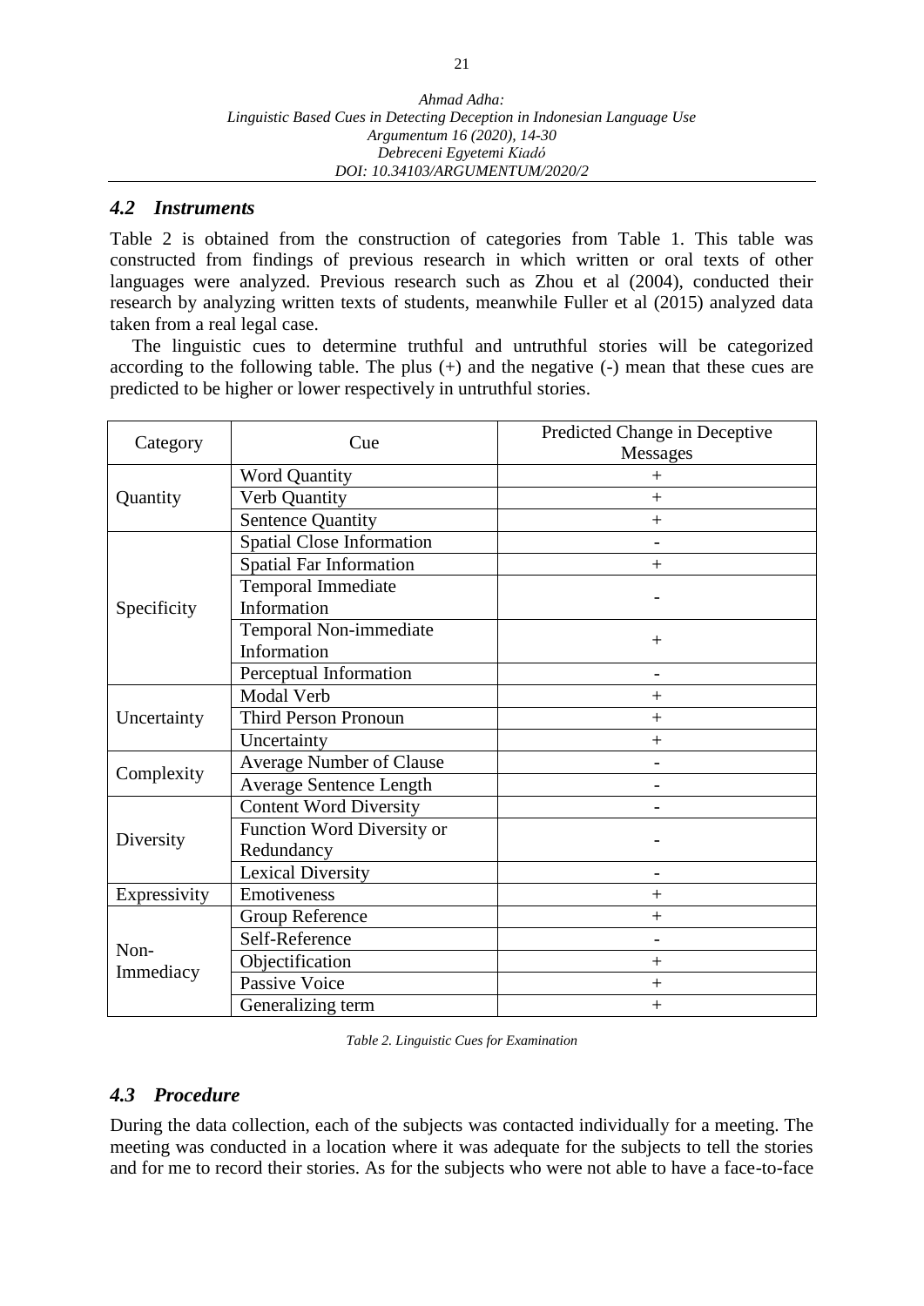### *4.2 Instruments*

Table 2 is obtained from the construction of categories from Table 1. This table was constructed from findings of previous research in which written or oral texts of other languages were analyzed. Previous research such as Zhou et al (2004), conducted their research by analyzing written texts of students, meanwhile Fuller et al (2015) analyzed data taken from a real legal case.

The linguistic cues to determine truthful and untruthful stories will be categorized according to the following table. The plus (+) and the negative (-) mean that these cues are predicted to be higher or lower respectively in untruthful stories.

| Category | Cue | Predicted Change in Deceptive Messages |
|---|---|---|
| Quantity | Word Quantity | + |
| | Verb Quantity | + |
| | Sentence Quantity | + |
| Specificity | Spatial Close Information | - |
| | Spatial Far Information | + |
| | Temporal Immediate Information | - |
| | Temporal Non-immediate Information | + |
| | Perceptual Information | - |
| Uncertainty | Modal Verb | + |
| | Third Person Pronoun | + |
| | Uncertainty | + |
| Complexity | Average Number of Clause | - |
| | Average Sentence Length | - |
| Diversity | Content Word Diversity | - |
| | Function Word Diversity or Redundancy | - |
| | Lexical Diversity | - |
| Expressivity | Emotiveness | + |
| Non-Immediacy | Group Reference | + |
| | Self-Reference | - |
| | Objectification | + |
| | Passive Voice | + |
| | Generalizing term | + |

*Table 2. Linguistic Cues for Examination*

### *4.3 Procedure*

During the data collection, each of the subjects was contacted individually for a meeting. The meeting was conducted in a location where it was adequate for the subjects to tell the stories and for me to record their stories. As for the subjects who were not able to have a face-to-face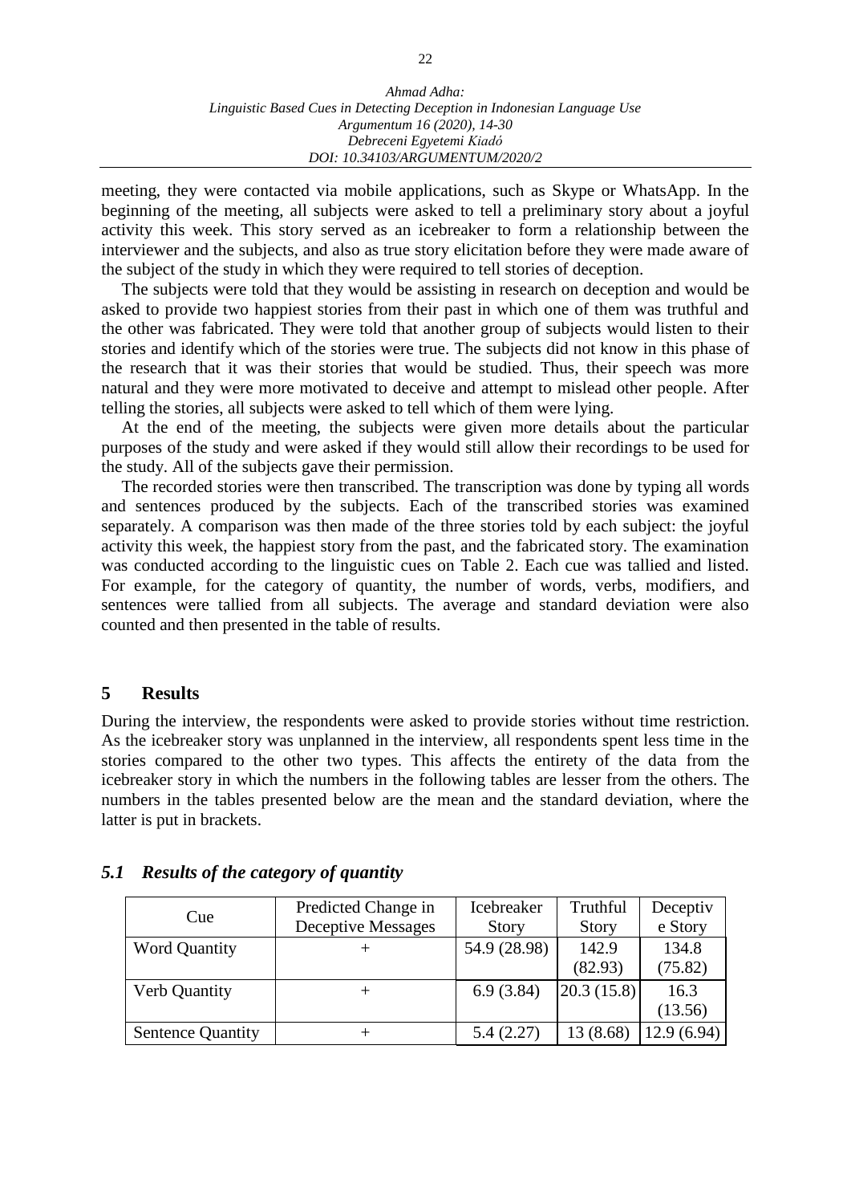meeting, they were contacted via mobile applications, such as Skype or WhatsApp. In the beginning of the meeting, all subjects were asked to tell a preliminary story about a joyful activity this week. This story served as an icebreaker to form a relationship between the interviewer and the subjects, and also as true story elicitation before they were made aware of the subject of the study in which they were required to tell stories of deception.

The subjects were told that they would be assisting in research on deception and would be asked to provide two happiest stories from their past in which one of them was truthful and the other was fabricated. They were told that another group of subjects would listen to their stories and identify which of the stories were true. The subjects did not know in this phase of the research that it was their stories that would be studied. Thus, their speech was more natural and they were more motivated to deceive and attempt to mislead other people. After telling the stories, all subjects were asked to tell which of them were lying.

At the end of the meeting, the subjects were given more details about the particular purposes of the study and were asked if they would still allow their recordings to be used for the study. All of the subjects gave their permission.

The recorded stories were then transcribed. The transcription was done by typing all words and sentences produced by the subjects. Each of the transcribed stories was examined separately. A comparison was then made of the three stories told by each subject: the joyful activity this week, the happiest story from the past, and the fabricated story. The examination was conducted according to the linguistic cues on Table 2. Each cue was tallied and listed. For example, for the category of quantity, the number of words, verbs, modifiers, and sentences were tallied from all subjects. The average and standard deviation were also counted and then presented in the table of results.

## 5 Results

During the interview, the respondents were asked to provide stories without time restriction. As the icebreaker story was unplanned in the interview, all respondents spent less time in the stories compared to the other two types. This affects the entirety of the data from the icebreaker story in which the numbers in the following tables are lesser from the others. The numbers in the tables presented below are the mean and the standard deviation, where the latter is put in brackets.

### *5.1 Results of the category of quantity*

| Cue | Predicted Change in Deceptive Messages | Icebreaker Story | Truthful Story | Deceptive Story |
|---|---|---|---|---|
| Word Quantity | + | 54.9 (28.98) | 142.9 (82.93) | 134.8 (75.82) |
| Verb Quantity | + | 6.9 (3.84) | 20.3 (15.8) | 16.3 (13.56) |
| Sentence Quantity | + | 5.4 (2.27) | 13 (8.68) | 12.9 (6.94) |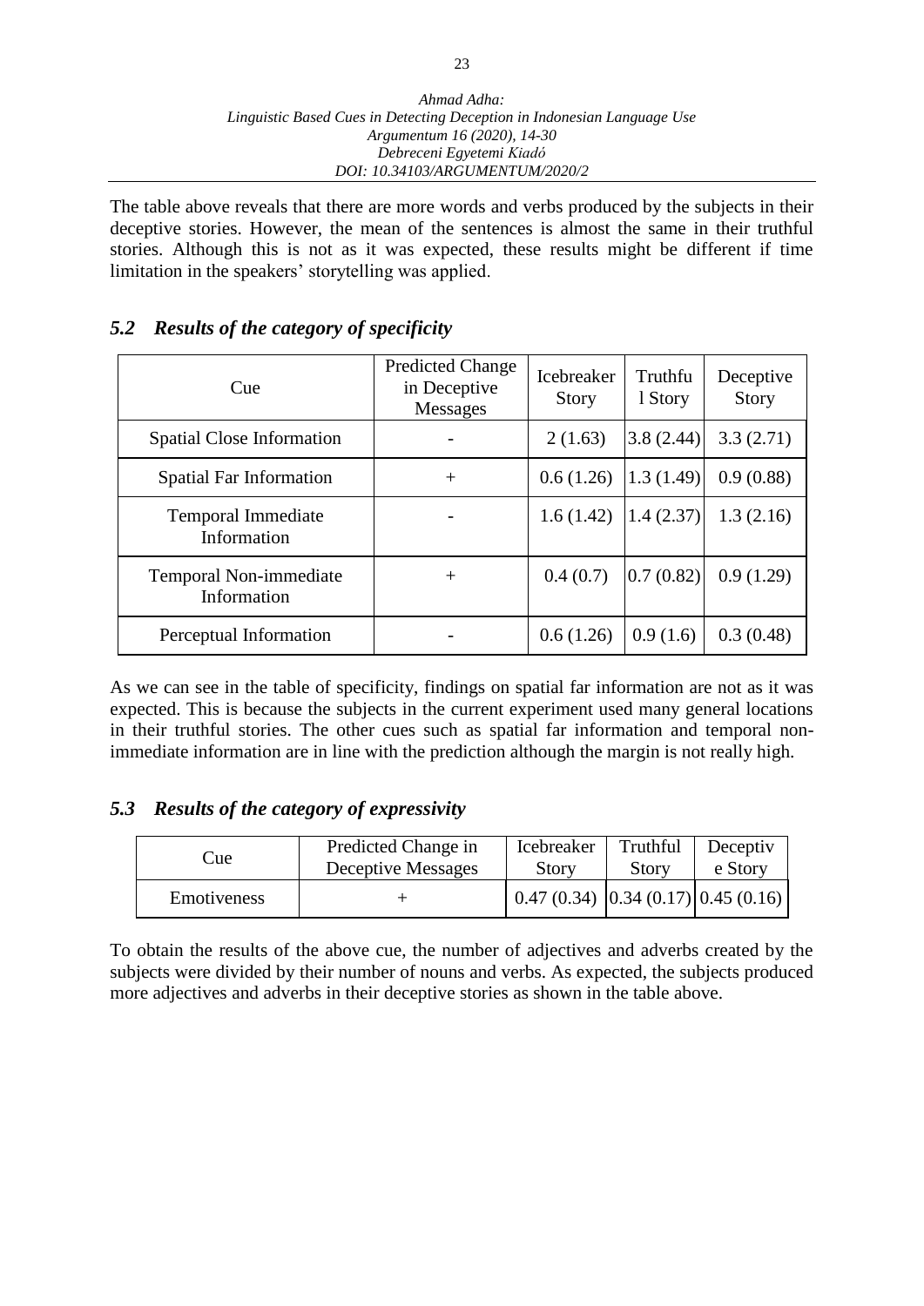The table above reveals that there are more words and verbs produced by the subjects in their deceptive stories. However, the mean of the sentences is almost the same in their truthful stories. Although this is not as it was expected, these results might be different if time limitation in the speakers' storytelling was applied.

### *5.2 Results of the category of specificity*

| Cue | Predicted Change in Deceptive Messages | Icebreaker Story | Truthfu l Story | Deceptive Story |
|---|---|---|---|---|
| Spatial Close Information | - | 2 (1.63) | 3.8 (2.44) | 3.3 (2.71) |
| Spatial Far Information | + | 0.6 (1.26) | 1.3 (1.49) | 0.9 (0.88) |
| Temporal Immediate Information | - | 1.6 (1.42) | 1.4 (2.37) | 1.3 (2.16) |
| Temporal Non-immediate Information | + | 0.4 (0.7) | 0.7 (0.82) | 0.9 (1.29) |
| Perceptual Information | - | 0.6 (1.26) | 0.9 (1.6) | 0.3 (0.48) |

As we can see in the table of specificity, findings on spatial far information are not as it was expected. This is because the subjects in the current experiment used many general locations in their truthful stories. The other cues such as spatial far information and temporal non-immediate information are in line with the prediction although the margin is not really high.

### *5.3 Results of the category of expressivity*

| Cue | Predicted Change in Deceptive Messages | Icebreaker Story | Truthful Story | Deceptiv e Story |
|---|---|---|---|---|
| Emotiveness | + | 0.47 (0.34) | 0.34 (0.17) | 0.45 (0.16) |

To obtain the results of the above cue, the number of adjectives and adverbs created by the subjects were divided by their number of nouns and verbs. As expected, the subjects produced more adjectives and adverbs in their deceptive stories as shown in the table above.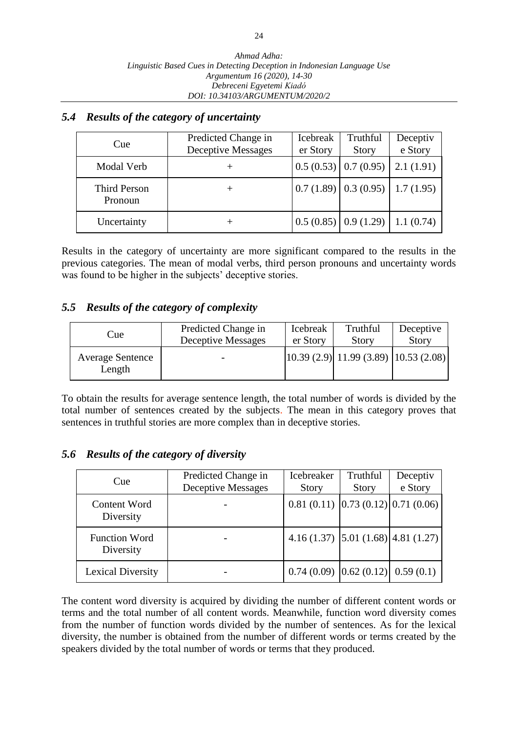## *5.4 Results of the category of uncertainty*

| Cue | Predicted Change in Deceptive Messages | Icebreaker Story | Truthful Story | Deceptive Story |
|---|---|---|---|---|
| Modal Verb | + | 0.5 (0.53) | 0.7 (0.95) | 2.1 (1.91) |
| Third Person Pronoun | + | 0.7 (1.89) | 0.3 (0.95) | 1.7 (1.95) |
| Uncertainty | + | 0.5 (0.85) | 0.9 (1.29) | 1.1 (0.74) |

Results in the category of uncertainty are more significant compared to the results in the previous categories. The mean of modal verbs, third person pronouns and uncertainty words was found to be higher in the subjects' deceptive stories.

## *5.5 Results of the category of complexity*

| Cue | Predicted Change in Deceptive Messages | Icebreaker Story | Truthful Story | Deceptive Story |
|---|---|---|---|---|
| Average Sentence Length | - | 10.39 (2.9) | 11.99 (3.89) | 10.53 (2.08) |

To obtain the results for average sentence length, the total number of words is divided by the total number of sentences created by the subjects. The mean in this category proves that sentences in truthful stories are more complex than in deceptive stories.

## *5.6 Results of the category of diversity*

| Cue | Predicted Change in Deceptive Messages | Icebreaker Story | Truthful Story | Deceptive Story |
|---|---|---|---|---|
| Content Word Diversity | - | 0.81 (0.11) | 0.73 (0.12) | 0.71 (0.06) |
| Function Word Diversity | - | 4.16 (1.37) | 5.01 (1.68) | 4.81 (1.27) |
| Lexical Diversity | - | 0.74 (0.09) | 0.62 (0.12) | 0.59 (0.1) |

The content word diversity is acquired by dividing the number of different content words or terms and the total number of all content words. Meanwhile, function word diversity comes from the number of function words divided by the number of sentences. As for the lexical diversity, the number is obtained from the number of different words or terms created by the speakers divided by the total number of words or terms that they produced.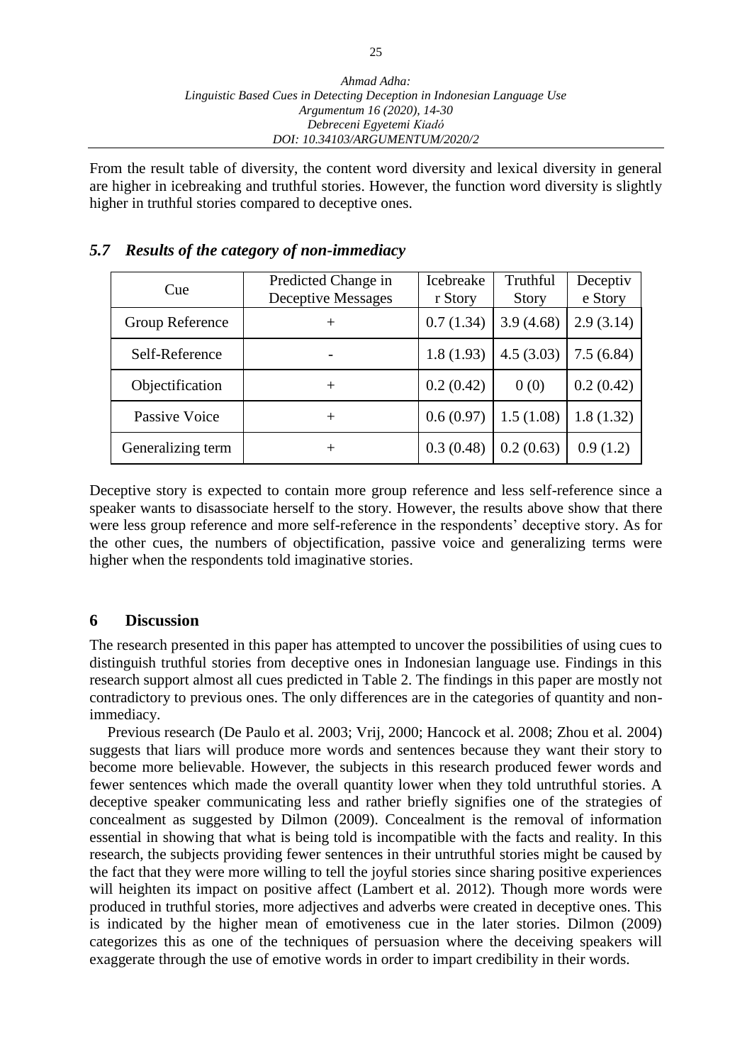From the result table of diversity, the content word diversity and lexical diversity in general are higher in icebreaking and truthful stories. However, the function word diversity is slightly higher in truthful stories compared to deceptive ones.

### *5.7 Results of the category of non-immediacy*

| Cue | Predicted Change in Deceptive Messages | Icebreaker Story | Truthful Story | Deceptive Story |
|---|---|---|---|---|
| Group Reference | + | 0.7 (1.34) | 3.9 (4.68) | 2.9 (3.14) |
| Self-Reference | - | 1.8 (1.93) | 4.5 (3.03) | 7.5 (6.84) |
| Objectification | + | 0.2 (0.42) | 0 (0) | 0.2 (0.42) |
| Passive Voice | + | 0.6 (0.97) | 1.5 (1.08) | 1.8 (1.32) |
| Generalizing term | + | 0.3 (0.48) | 0.2 (0.63) | 0.9 (1.2) |

Deceptive story is expected to contain more group reference and less self-reference since a speaker wants to disassociate herself to the story. However, the results above show that there were less group reference and more self-reference in the respondents' deceptive story. As for the other cues, the numbers of objectification, passive voice and generalizing terms were higher when the respondents told imaginative stories.

## 6 Discussion

The research presented in this paper has attempted to uncover the possibilities of using cues to distinguish truthful stories from deceptive ones in Indonesian language use. Findings in this research support almost all cues predicted in Table 2. The findings in this paper are mostly not contradictory to previous ones. The only differences are in the categories of quantity and non-immediacy.

Previous research (De Paulo et al. 2003; Vrij, 2000; Hancock et al. 2008; Zhou et al. 2004) suggests that liars will produce more words and sentences because they want their story to become more believable. However, the subjects in this research produced fewer words and fewer sentences which made the overall quantity lower when they told untruthful stories. A deceptive speaker communicating less and rather briefly signifies one of the strategies of concealment as suggested by Dilmon (2009). Concealment is the removal of information essential in showing that what is being told is incompatible with the facts and reality. In this research, the subjects providing fewer sentences in their untruthful stories might be caused by the fact that they were more willing to tell the joyful stories since sharing positive experiences will heighten its impact on positive affect (Lambert et al. 2012). Though more words were produced in truthful stories, more adjectives and adverbs were created in deceptive ones. This is indicated by the higher mean of emotiveness cue in the later stories. Dilmon (2009) categorizes this as one of the techniques of persuasion where the deceiving speakers will exaggerate through the use of emotive words in order to impart credibility in their words.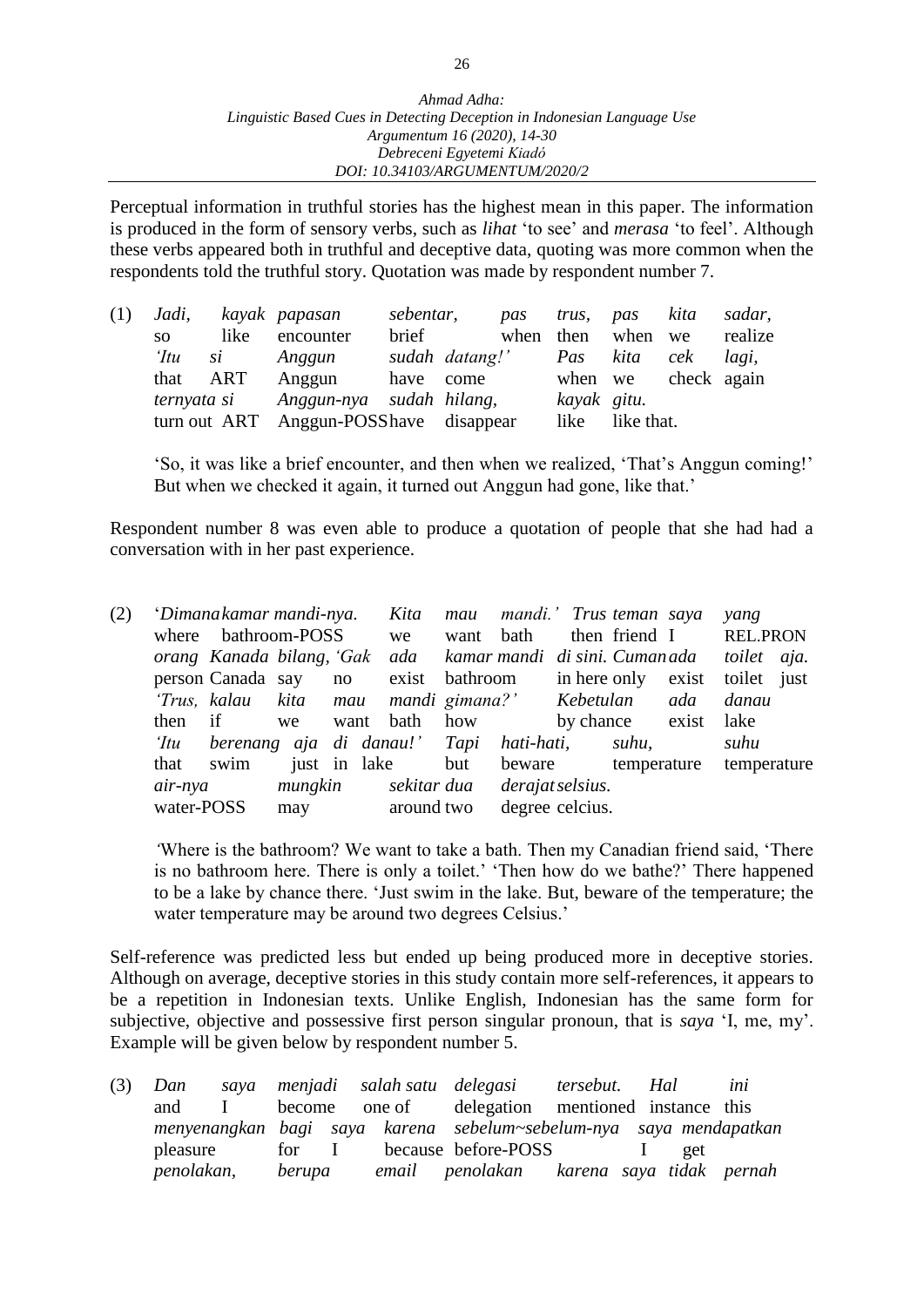Perceptual information in truthful stories has the highest mean in this paper. The information is produced in the form of sensory verbs, such as *lihat* 'to see' and *merasa* 'to feel'. Although these verbs appeared both in truthful and deceptive data, quoting was more common when the respondents told the truthful story. Quotation was made by respondent number 7.

(1)

| *Jadi,* | *kayak* | *papasan* | *sebentar,* | *pas* | *trus,* | *pas* | *kita* | *sadar,* |
|---|---|---|---|---|---|---|---|---|
| so | like | encounter | brief | when | then | when | we | realize |
| *'Itu* | *si* | *Anggun* | *sudah* | *datang!'* | *Pas* | *kita* | *cek* | *lagi,* |
| that | ART | Anggun | have | come | when | we | check | again |
| *ternyata* | *si* | *Anggun-nya* | *sudah* | *hilang,* | *kayak* | *gitu.* | | |
| turn out | ART | Anggun-POSS | have | disappear | like | like that. | | |

'So, it was like a brief encounter, and then when we realized, 'That's Anggun coming!' But when we checked it again, it turned out Anggun had gone, like that.'

Respondent number 8 was even able to produce a quotation of people that she had had a conversation with in her past experience.

(2)

| '*Dimana* | *kamar mandi-nya.* | | *Kita* | *mau* | *mandi.'* | *Trus* | *teman* | *saya* | *yang* |
|---|---|---|---|---|---|---|---|---|---|
| where | bathroom-POSS | | we | want | bath | then | friend | I | REL.PRON |
| *orang* | *Kanada* | *bilang, 'Gak* | *ada* | *kamar mandi* | *di sini.* | *Cuman* | *ada* | *toilet* | *aja.* |
| person | Canada | say no | exist | bathroom | in here | only | exist | toilet | just |
| *'Trus,* | *kalau* | *kita* | *mau* | *mandi* | *gimana?'* | *Kebetulan* | | *ada* | *danau* |
| then | if | we | want | bath | how | by chance | | exist | lake |
| *'Itu* | *berenang* | *aja di danau!'* | | *Tapi* | *hati-hati,* | *suhu,* | | | *suhu* |
| that | swim | just in lake | | but | beware | temperature | | | temperature |
| *air-nya* | *mungkin* | *sekitar dua* | | *derajat* | *selsius.* | | | | |
| water-POSS | may | around two | | degree | celcius. | | | | |

'Where is the bathroom? We want to take a bath. Then my Canadian friend said, 'There is no bathroom here. There is only a toilet.' 'Then how do we bathe?' There happened to be a lake by chance there. 'Just swim in the lake. But, beware of the temperature; the water temperature may be around two degrees Celsius.'

Self-reference was predicted less but ended up being produced more in deceptive stories. Although on average, deceptive stories in this study contain more self-references, it appears to be a repetition in Indonesian texts. Unlike English, Indonesian has the same form for subjective, objective and possessive first person singular pronoun, that is *saya* 'I, me, my'. Example will be given below by respondent number 5.

(3)

| *Dan* | *saya* | *menjadi* | *salah satu* | *delegasi* | *tersebut.* | *Hal* | *ini* | |
|---|---|---|---|---|---|---|---|---|
| and | I | become | one of | delegation | mentioned | instance | this | |
| *menyenangkan* | *bagi* | *saya* | *karena* | *sebelum~sebelum-nya* | | *saya* | *mendapatkan* | |
| pleasure | for | I | because | before-POSS | | I | get | |
| *penolakan,* | *berupa* | *email* | *penolakan* | *karena* | *saya* | *tidak* | *pernah* | |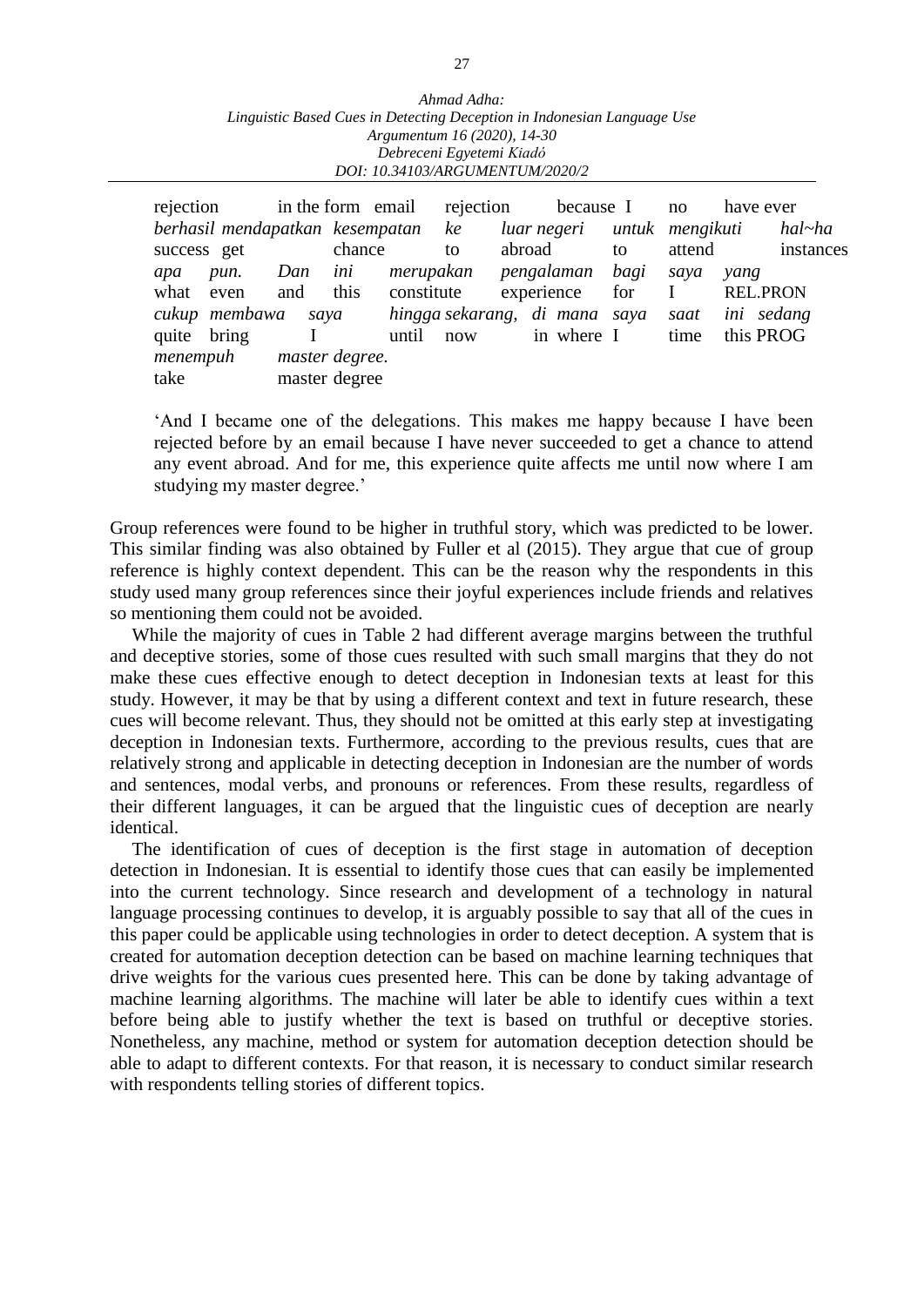rejection in the form email rejection because I no have ever
*berhasil mendapatkan kesempatan ke luar negeri untuk mengikuti hal~ha*
success get chance to abroad to attend instances
*apa pun. Dan ini merupakan pengalaman bagi saya yang*
what even and this constitute experience for I REL.PRON
*cukup membawa saya hingga sekarang, di mana saya saat ini sedang*
quite bring I until now in where I time this PROG
*menempuh master degree.*
take master degree

'And I became one of the delegations. This makes me happy because I have been rejected before by an email because I have never succeeded to get a chance to attend any event abroad. And for me, this experience quite affects me until now where I am studying my master degree.'

Group references were found to be higher in truthful story, which was predicted to be lower. This similar finding was also obtained by Fuller et al (2015). They argue that cue of group reference is highly context dependent. This can be the reason why the respondents in this study used many group references since their joyful experiences include friends and relatives so mentioning them could not be avoided.

While the majority of cues in Table 2 had different average margins between the truthful and deceptive stories, some of those cues resulted with such small margins that they do not make these cues effective enough to detect deception in Indonesian texts at least for this study. However, it may be that by using a different context and text in future research, these cues will become relevant. Thus, they should not be omitted at this early step at investigating deception in Indonesian texts. Furthermore, according to the previous results, cues that are relatively strong and applicable in detecting deception in Indonesian are the number of words and sentences, modal verbs, and pronouns or references. From these results, regardless of their different languages, it can be argued that the linguistic cues of deception are nearly identical.

The identification of cues of deception is the first stage in automation of deception detection in Indonesian. It is essential to identify those cues that can easily be implemented into the current technology. Since research and development of a technology in natural language processing continues to develop, it is arguably possible to say that all of the cues in this paper could be applicable using technologies in order to detect deception. A system that is created for automation deception detection can be based on machine learning techniques that drive weights for the various cues presented here. This can be done by taking advantage of machine learning algorithms. The machine will later be able to identify cues within a text before being able to justify whether the text is based on truthful or deceptive stories. Nonetheless, any machine, method or system for automation deception detection should be able to adapt to different contexts. For that reason, it is necessary to conduct similar research with respondents telling stories of different topics.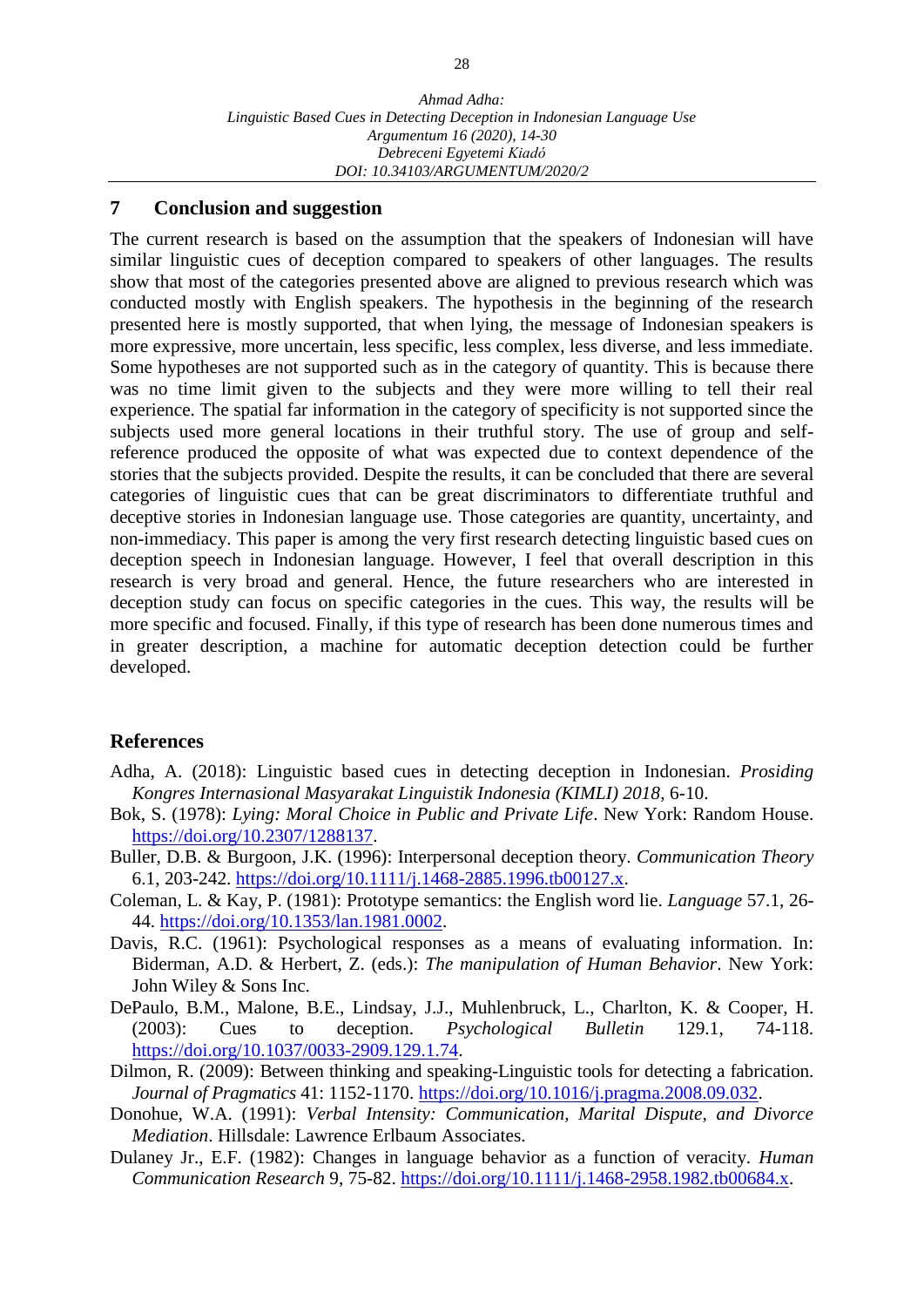## 7 Conclusion and suggestion

The current research is based on the assumption that the speakers of Indonesian will have similar linguistic cues of deception compared to speakers of other languages. The results show that most of the categories presented above are aligned to previous research which was conducted mostly with English speakers. The hypothesis in the beginning of the research presented here is mostly supported, that when lying, the message of Indonesian speakers is more expressive, more uncertain, less specific, less complex, less diverse, and less immediate. Some hypotheses are not supported such as in the category of quantity. This is because there was no time limit given to the subjects and they were more willing to tell their real experience. The spatial far information in the category of specificity is not supported since the subjects used more general locations in their truthful story. The use of group and self-reference produced the opposite of what was expected due to context dependence of the stories that the subjects provided. Despite the results, it can be concluded that there are several categories of linguistic cues that can be great discriminators to differentiate truthful and deceptive stories in Indonesian language use. Those categories are quantity, uncertainty, and non-immediacy. This paper is among the very first research detecting linguistic based cues on deception speech in Indonesian language. However, I feel that overall description in this research is very broad and general. Hence, the future researchers who are interested in deception study can focus on specific categories in the cues. This way, the results will be more specific and focused. Finally, if this type of research has been done numerous times and in greater description, a machine for automatic deception detection could be further developed.

## References

Adha, A. (2018): Linguistic based cues in detecting deception in Indonesian. *Prosiding Kongres Internasional Masyarakat Linguistik Indonesia (KIMLI) 2018*, 6-10.

Bok, S. (1978): *Lying: Moral Choice in Public and Private Life*. New York: Random House. https://doi.org/10.2307/1288137.

Buller, D.B. & Burgoon, J.K. (1996): Interpersonal deception theory. *Communication Theory* 6.1, 203-242. https://doi.org/10.1111/j.1468-2885.1996.tb00127.x.

Coleman, L. & Kay, P. (1981): Prototype semantics: the English word lie. *Language* 57.1, 26-44. https://doi.org/10.1353/lan.1981.0002.

Davis, R.C. (1961): Psychological responses as a means of evaluating information. In: Biderman, A.D. & Herbert, Z. (eds.): *The manipulation of Human Behavior*. New York: John Wiley & Sons Inc.

DePaulo, B.M., Malone, B.E., Lindsay, J.J., Muhlenbruck, L., Charlton, K. & Cooper, H. (2003): Cues to deception. *Psychological Bulletin* 129.1, 74-118. https://doi.org/10.1037/0033-2909.129.1.74.

Dilmon, R. (2009): Between thinking and speaking-Linguistic tools for detecting a fabrication. *Journal of Pragmatics* 41: 1152-1170. https://doi.org/10.1016/j.pragma.2008.09.032.

Donohue, W.A. (1991): *Verbal Intensity: Communication, Marital Dispute, and Divorce Mediation*. Hillsdale: Lawrence Erlbaum Associates.

Dulaney Jr., E.F. (1982): Changes in language behavior as a function of veracity. *Human Communication Research* 9, 75-82. https://doi.org/10.1111/j.1468-2958.1982.tb00684.x.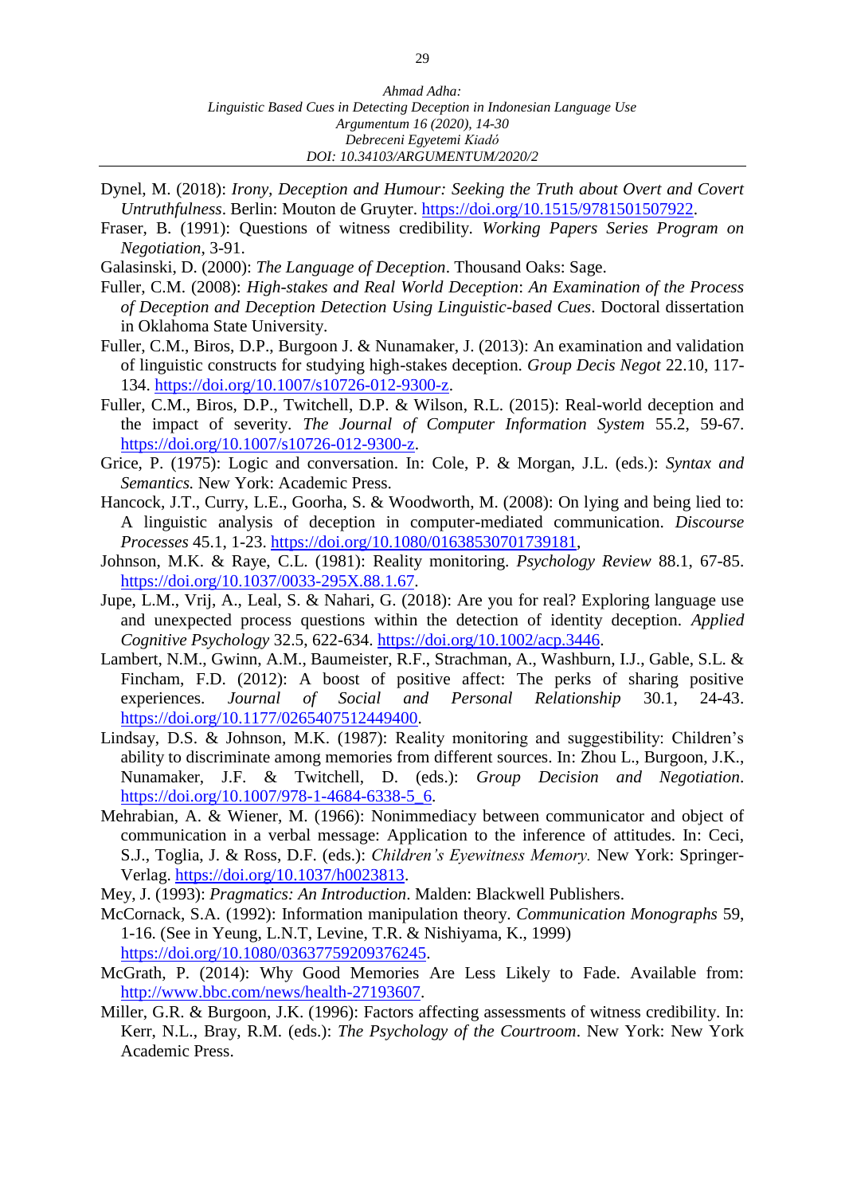Dynel, M. (2018): *Irony, Deception and Humour: Seeking the Truth about Overt and Covert Untruthfulness*. Berlin: Mouton de Gruyter. https://doi.org/10.1515/9781501507922.

Fraser, B. (1991): Questions of witness credibility. *Working Papers Series Program on Negotiation*, 3-91.

Galasinski, D. (2000): *The Language of Deception*. Thousand Oaks: Sage.

Fuller, C.M. (2008): *High-stakes and Real World Deception*: *An Examination of the Process of Deception and Deception Detection Using Linguistic-based Cues*. Doctoral dissertation in Oklahoma State University.

Fuller, C.M., Biros, D.P., Burgoon J. & Nunamaker, J. (2013): An examination and validation of linguistic constructs for studying high-stakes deception. *Group Decis Negot* 22.10, 117-134. https://doi.org/10.1007/s10726-012-9300-z.

Fuller, C.M., Biros, D.P., Twitchell, D.P. & Wilson, R.L. (2015): Real-world deception and the impact of severity. *The Journal of Computer Information System* 55.2, 59-67. https://doi.org/10.1007/s10726-012-9300-z.

Grice, P. (1975): Logic and conversation. In: Cole, P. & Morgan, J.L. (eds.): *Syntax and Semantics.* New York: Academic Press.

Hancock, J.T., Curry, L.E., Goorha, S. & Woodworth, M. (2008): On lying and being lied to: A linguistic analysis of deception in computer-mediated communication. *Discourse Processes* 45.1, 1-23. https://doi.org/10.1080/01638530701739181,

Johnson, M.K. & Raye, C.L. (1981): Reality monitoring. *Psychology Review* 88.1, 67-85. https://doi.org/10.1037/0033-295X.88.1.67.

Jupe, L.M., Vrij, A., Leal, S. & Nahari, G. (2018): Are you for real? Exploring language use and unexpected process questions within the detection of identity deception. *Applied Cognitive Psychology* 32.5, 622-634. https://doi.org/10.1002/acp.3446.

Lambert, N.M., Gwinn, A.M., Baumeister, R.F., Strachman, A., Washburn, I.J., Gable, S.L. & Fincham, F.D. (2012): A boost of positive affect: The perks of sharing positive experiences. *Journal of Social and Personal Relationship* 30.1, 24-43. https://doi.org/10.1177/0265407512449400.

Lindsay, D.S. & Johnson, M.K. (1987): Reality monitoring and suggestibility: Children's ability to discriminate among memories from different sources. In: Zhou L., Burgoon, J.K., Nunamaker, J.F. & Twitchell, D. (eds.): *Group Decision and Negotiation*. https://doi.org/10.1007/978-1-4684-6338-5_6.

Mehrabian, A. & Wiener, M. (1966): Nonimmediacy between communicator and object of communication in a verbal message: Application to the inference of attitudes. In: Ceci, S.J., Toglia, J. & Ross, D.F. (eds.): *Children's Eyewitness Memory.* New York: Springer-Verlag. https://doi.org/10.1037/h0023813.

Mey, J. (1993): *Pragmatics: An Introduction*. Malden: Blackwell Publishers.

McCornack, S.A. (1992): Information manipulation theory. *Communication Monographs* 59, 1-16. (See in Yeung, L.N.T, Levine, T.R. & Nishiyama, K., 1999) https://doi.org/10.1080/03637759209376245.

McGrath, P. (2014): Why Good Memories Are Less Likely to Fade. Available from: http://www.bbc.com/news/health-27193607.

Miller, G.R. & Burgoon, J.K. (1996): Factors affecting assessments of witness credibility. In: Kerr, N.L., Bray, R.M. (eds.): *The Psychology of the Courtroom*. New York: New York Academic Press.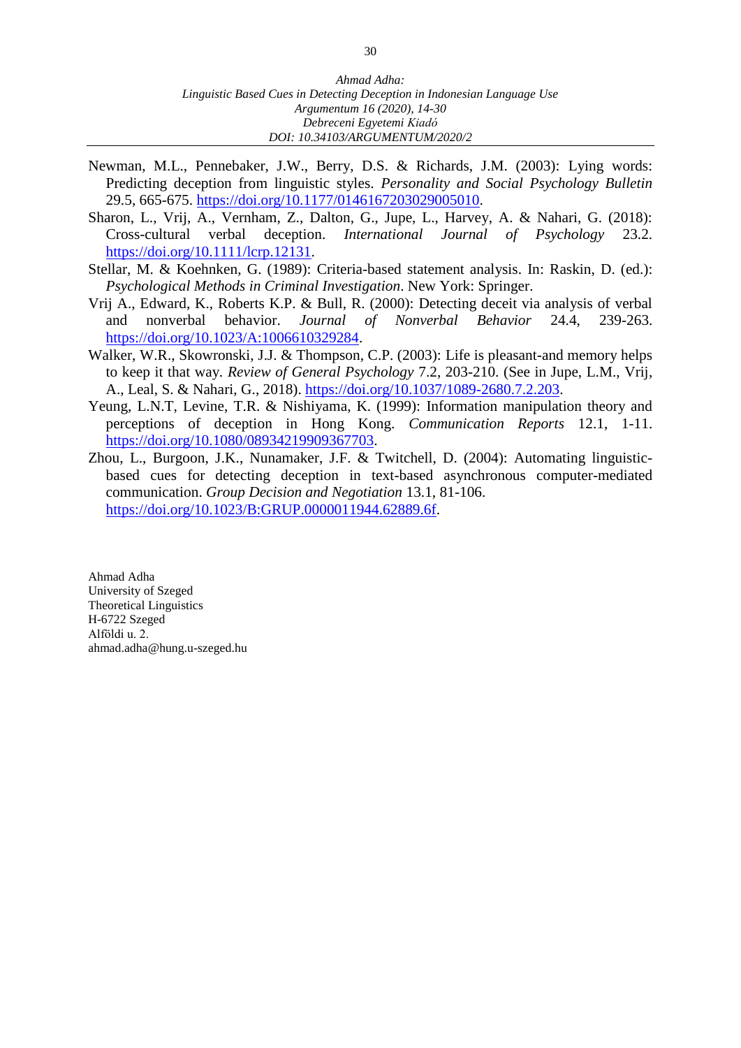Newman, M.L., Pennebaker, J.W., Berry, D.S. & Richards, J.M. (2003): Lying words: Predicting deception from linguistic styles. *Personality and Social Psychology Bulletin* 29.5, 665-675. https://doi.org/10.1177/0146167203029005010.

Sharon, L., Vrij, A., Vernham, Z., Dalton, G., Jupe, L., Harvey, A. & Nahari, G. (2018): Cross-cultural verbal deception. *International Journal of Psychology* 23.2. https://doi.org/10.1111/lcrp.12131.

Stellar, M. & Koehnken, G. (1989): Criteria-based statement analysis. In: Raskin, D. (ed.): *Psychological Methods in Criminal Investigation*. New York: Springer.

Vrij A., Edward, K., Roberts K.P. & Bull, R. (2000): Detecting deceit via analysis of verbal and nonverbal behavior. *Journal of Nonverbal Behavior* 24.4, 239-263. https://doi.org/10.1023/A:1006610329284.

Walker, W.R., Skowronski, J.J. & Thompson, C.P. (2003): Life is pleasant-and memory helps to keep it that way. *Review of General Psychology* 7.2, 203-210. (See in Jupe, L.M., Vrij, A., Leal, S. & Nahari, G., 2018). https://doi.org/10.1037/1089-2680.7.2.203.

Yeung, L.N.T, Levine, T.R. & Nishiyama, K. (1999): Information manipulation theory and perceptions of deception in Hong Kong. *Communication Reports* 12.1, 1-11. https://doi.org/10.1080/08934219909367703.

Zhou, L., Burgoon, J.K., Nunamaker, J.F. & Twitchell, D. (2004): Automating linguistic-based cues for detecting deception in text-based asynchronous computer-mediated communication. *Group Decision and Negotiation* 13.1, 81-106. https://doi.org/10.1023/B:GRUP.0000011944.62889.6f.

Ahmad Adha
University of Szeged
Theoretical Linguistics
H-6722 Szeged
Alföldi u. 2.
ahmad.adha@hung.u-szeged.hu